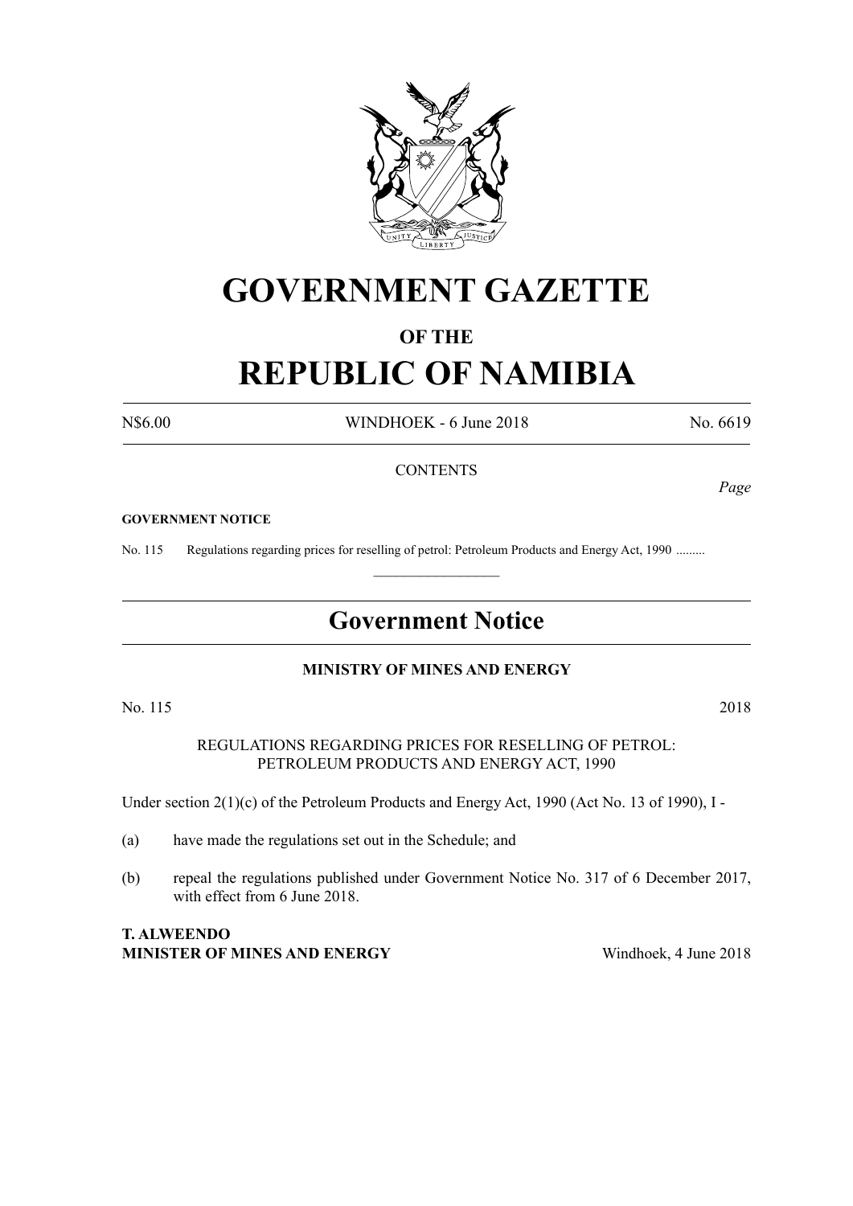# GOVERNMENT GAZETTE

## OF THE

# REPUBLIC OF NAMIBIA

N$6.00 WINDHOEK - 6 June 2018 No. 6619

CONTENTS

*Page*

**GOVERNMENT NOTICE**

No. 115 Regulations regarding prices for reselling of petrol: Petroleum Products and Energy Act, 1990 .........

---

## Government Notice

**MINISTRY OF MINES AND ENERGY**

No. 115 2018

REGULATIONS REGARDING PRICES FOR RESELLING OF PETROL:
PETROLEUM PRODUCTS AND ENERGY ACT, 1990

Under section 2(1)(c) of the Petroleum Products and Energy Act, 1990 (Act No. 13 of 1990), I -

(a) have made the regulations set out in the Schedule; and

(b) repeal the regulations published under Government Notice No. 317 of 6 December 2017, with effect from 6 June 2018.

**T. ALWEENDO**
**MINISTER OF MINES AND ENERGY** Windhoek, 4 June 2018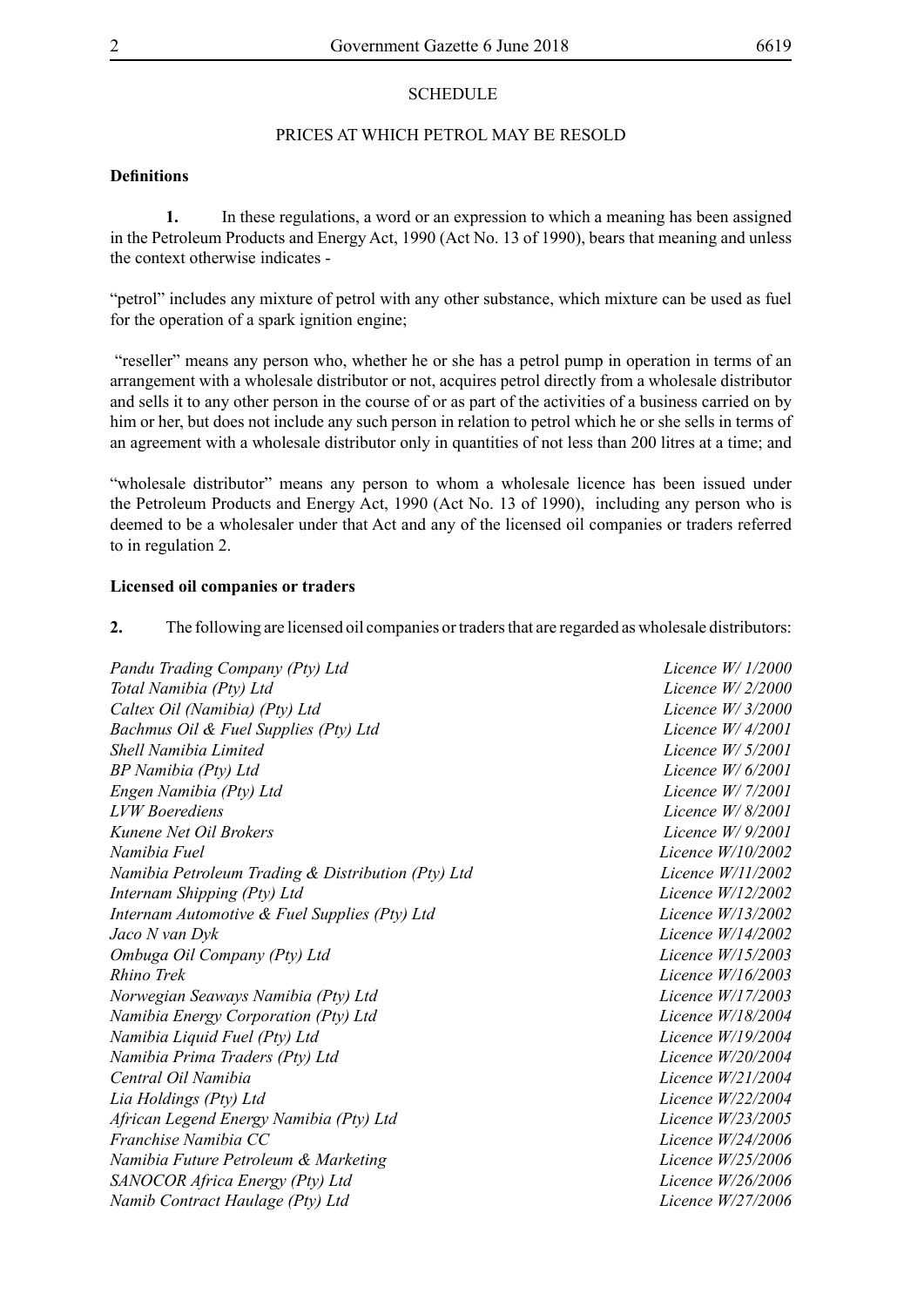SCHEDULE

PRICES AT WHICH PETROL MAY BE RESOLD

**Definitions**

**1.** In these regulations, a word or an expression to which a meaning has been assigned in the Petroleum Products and Energy Act, 1990 (Act No. 13 of 1990), bears that meaning and unless the context otherwise indicates -

"petrol" includes any mixture of petrol with any other substance, which mixture can be used as fuel for the operation of a spark ignition engine;

"reseller" means any person who, whether he or she has a petrol pump in operation in terms of an arrangement with a wholesale distributor or not, acquires petrol directly from a wholesale distributor and sells it to any other person in the course of or as part of the activities of a business carried on by him or her, but does not include any such person in relation to petrol which he or she sells in terms of an agreement with a wholesale distributor only in quantities of not less than 200 litres at a time; and

"wholesale distributor" means any person to whom a wholesale licence has been issued under the Petroleum Products and Energy Act, 1990 (Act No. 13 of 1990), including any person who is deemed to be a wholesaler under that Act and any of the licensed oil companies or traders referred to in regulation 2.

**Licensed oil companies or traders**

**2.** The following are licensed oil companies or traders that are regarded as wholesale distributors:

| | |
|---|---|
| *Pandu Trading Company (Pty) Ltd* | *Licence W/ 1/2000* |
| *Total Namibia (Pty) Ltd* | *Licence W/ 2/2000* |
| *Caltex Oil (Namibia) (Pty) Ltd* | *Licence W/ 3/2000* |
| *Bachmus Oil & Fuel Supplies (Pty) Ltd* | *Licence W/ 4/2001* |
| *Shell Namibia Limited* | *Licence W/ 5/2001* |
| *BP Namibia (Pty) Ltd* | *Licence W/ 6/2001* |
| *Engen Namibia (Pty) Ltd* | *Licence W/ 7/2001* |
| *LVW Boerediens* | *Licence W/ 8/2001* |
| *Kunene Net Oil Brokers* | *Licence W/ 9/2001* |
| *Namibia Fuel* | *Licence W/10/2002* |
| *Namibia Petroleum Trading & Distribution (Pty) Ltd* | *Licence W/11/2002* |
| *Internam Shipping (Pty) Ltd* | *Licence W/12/2002* |
| *Internam Automotive & Fuel Supplies (Pty) Ltd* | *Licence W/13/2002* |
| *Jaco N van Dyk* | *Licence W/14/2002* |
| *Ombuga Oil Company (Pty) Ltd* | *Licence W/15/2003* |
| *Rhino Trek* | *Licence W/16/2003* |
| *Norwegian Seaways Namibia (Pty) Ltd* | *Licence W/17/2003* |
| *Namibia Energy Corporation (Pty) Ltd* | *Licence W/18/2004* |
| *Namibia Liquid Fuel (Pty) Ltd* | *Licence W/19/2004* |
| *Namibia Prima Traders (Pty) Ltd* | *Licence W/20/2004* |
| *Central Oil Namibia* | *Licence W/21/2004* |
| *Lia Holdings (Pty) Ltd* | *Licence W/22/2004* |
| *African Legend Energy Namibia (Pty) Ltd* | *Licence W/23/2005* |
| *Franchise Namibia CC* | *Licence W/24/2006* |
| *Namibia Future Petroleum & Marketing* | *Licence W/25/2006* |
| *SANOCOR Africa Energy (Pty) Ltd* | *Licence W/26/2006* |
| *Namib Contract Haulage (Pty) Ltd* | *Licence W/27/2006* |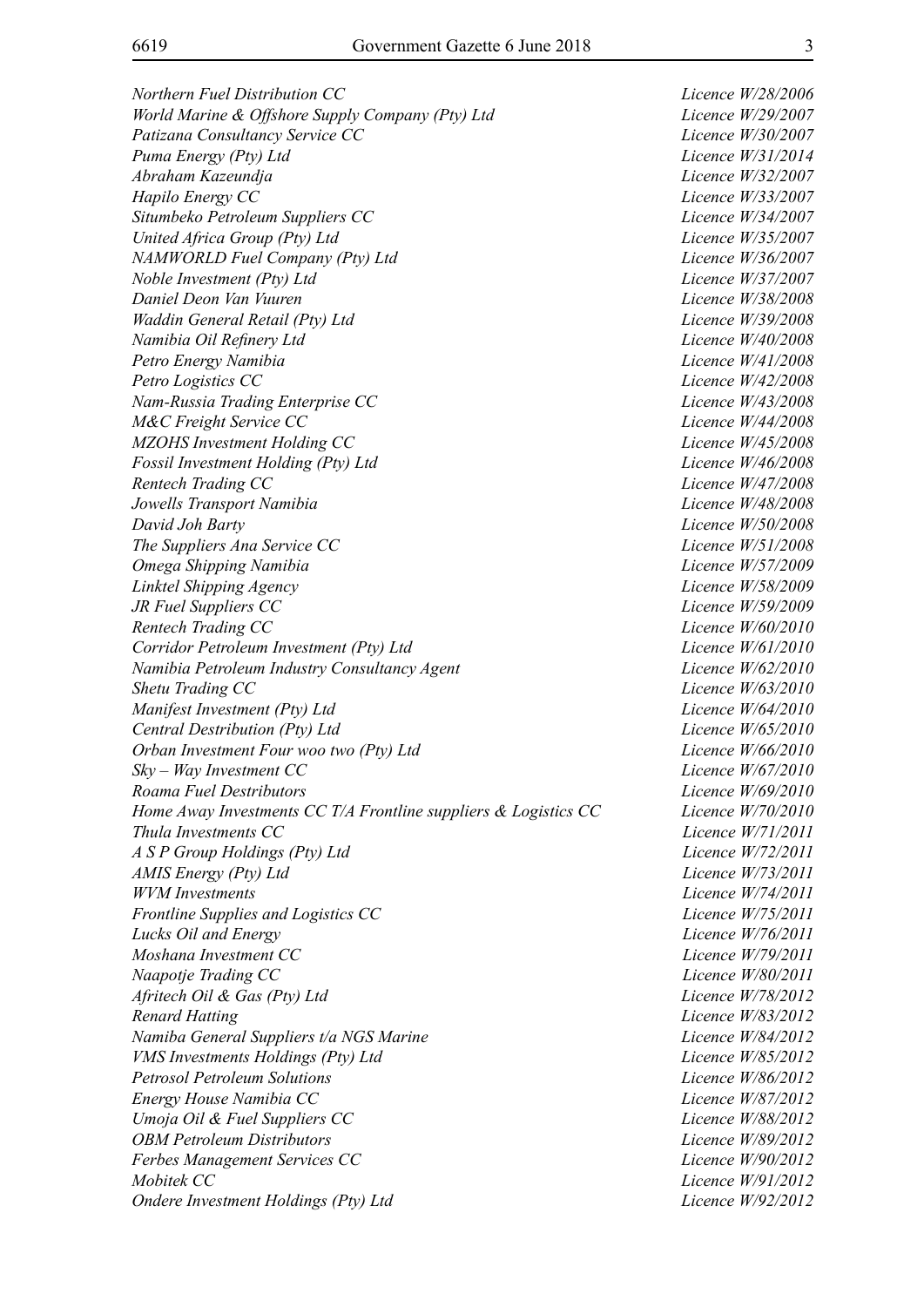| | |
|---|---|
| *Northern Fuel Distribution CC* | *Licence W/28/2006* |
| *World Marine & Offshore Supply Company (Pty) Ltd* | *Licence W/29/2007* |
| *Patizana Consultancy Service CC* | *Licence W/30/2007* |
| *Puma Energy (Pty) Ltd* | *Licence W/31/2014* |
| *Abraham Kazeundja* | *Licence W/32/2007* |
| *Hapilo Energy CC* | *Licence W/33/2007* |
| *Situmbeko Petroleum Suppliers CC* | *Licence W/34/2007* |
| *United Africa Group (Pty) Ltd* | *Licence W/35/2007* |
| *NAMWORLD Fuel Company (Pty) Ltd* | *Licence W/36/2007* |
| *Noble Investment (Pty) Ltd* | *Licence W/37/2007* |
| *Daniel Deon Van Vuuren* | *Licence W/38/2008* |
| *Waddin General Retail (Pty) Ltd* | *Licence W/39/2008* |
| *Namibia Oil Refinery Ltd* | *Licence W/40/2008* |
| *Petro Energy Namibia* | *Licence W/41/2008* |
| *Petro Logistics CC* | *Licence W/42/2008* |
| *Nam-Russia Trading Enterprise CC* | *Licence W/43/2008* |
| *M&C Freight Service CC* | *Licence W/44/2008* |
| *MZOHS Investment Holding CC* | *Licence W/45/2008* |
| *Fossil Investment Holding (Pty) Ltd* | *Licence W/46/2008* |
| *Rentech Trading CC* | *Licence W/47/2008* |
| *Jowells Transport Namibia* | *Licence W/48/2008* |
| *David Joh Barty* | *Licence W/50/2008* |
| *The Suppliers Ana Service CC* | *Licence W/51/2008* |
| *Omega Shipping Namibia* | *Licence W/57/2009* |
| *Linktel Shipping Agency* | *Licence W/58/2009* |
| *JR Fuel Suppliers CC* | *Licence W/59/2009* |
| *Rentech Trading CC* | *Licence W/60/2010* |
| *Corridor Petroleum Investment (Pty) Ltd* | *Licence W/61/2010* |
| *Namibia Petroleum Industry Consultancy Agent* | *Licence W/62/2010* |
| *Shetu Trading CC* | *Licence W/63/2010* |
| *Manifest Investment (Pty) Ltd* | *Licence W/64/2010* |
| *Central Destribution (Pty) Ltd* | *Licence W/65/2010* |
| *Orban Investment Four woo two (Pty) Ltd* | *Licence W/66/2010* |
| *Sky – Way Investment CC* | *Licence W/67/2010* |
| *Roama Fuel Destributors* | *Licence W/69/2010* |
| *Home Away Investments CC T/A Frontline suppliers & Logistics CC* | *Licence W/70/2010* |
| *Thula Investments CC* | *Licence W/71/2011* |
| *A S P Group Holdings (Pty) Ltd* | *Licence W/72/2011* |
| *AMIS Energy (Pty) Ltd* | *Licence W/73/2011* |
| *WVM Investments* | *Licence W/74/2011* |
| *Frontline Supplies and Logistics CC* | *Licence W/75/2011* |
| *Lucks Oil and Energy* | *Licence W/76/2011* |
| *Moshana Investment CC* | *Licence W/79/2011* |
| *Naapotje Trading CC* | *Licence W/80/2011* |
| *Afritech Oil & Gas (Pty) Ltd* | *Licence W/78/2012* |
| *Renard Hatting* | *Licence W/83/2012* |
| *Namiba General Suppliers t/a NGS Marine* | *Licence W/84/2012* |
| *VMS Investments Holdings (Pty) Ltd* | *Licence W/85/2012* |
| *Petrosol Petroleum Solutions* | *Licence W/86/2012* |
| *Energy House Namibia CC* | *Licence W/87/2012* |
| *Umoja Oil & Fuel Suppliers CC* | *Licence W/88/2012* |
| *OBM Petroleum Distributors* | *Licence W/89/2012* |
| *Ferbes Management Services CC* | *Licence W/90/2012* |
| *Mobitek CC* | *Licence W/91/2012* |
| *Ondere Investment Holdings (Pty) Ltd* | *Licence W/92/2012* |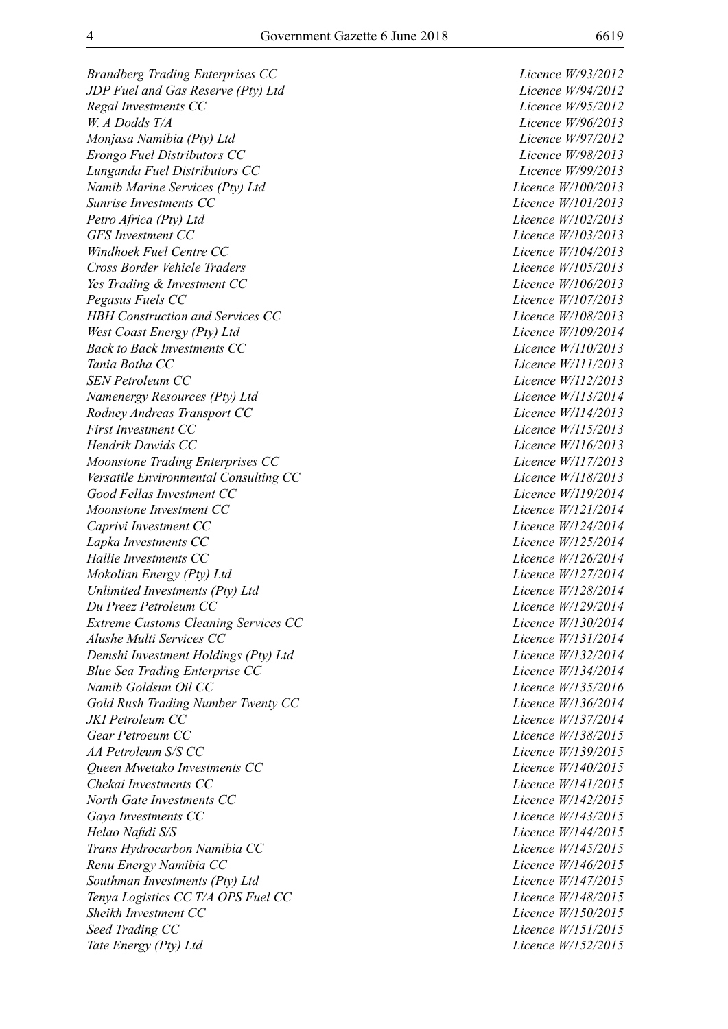| | |
|---|---|
| *Brandberg Trading Enterprises CC* | *Licence W/93/2012* |
| *JDP Fuel and Gas Reserve (Pty) Ltd* | *Licence W/94/2012* |
| *Regal Investments CC* | *Licence W/95/2012* |
| *W. A Dodds T/A* | *Licence W/96/2013* |
| *Monjasa Namibia (Pty) Ltd* | *Licence W/97/2012* |
| *Erongo Fuel Distributors CC* | *Licence W/98/2013* |
| *Lunganda Fuel Distributors CC* | *Licence W/99/2013* |
| *Namib Marine Services (Pty) Ltd* | *Licence W/100/2013* |
| *Sunrise Investments CC* | *Licence W/101/2013* |
| *Petro Africa (Pty) Ltd* | *Licence W/102/2013* |
| *GFS Investment CC* | *Licence W/103/2013* |
| *Windhoek Fuel Centre CC* | *Licence W/104/2013* |
| *Cross Border Vehicle Traders* | *Licence W/105/2013* |
| *Yes Trading & Investment CC* | *Licence W/106/2013* |
| *Pegasus Fuels CC* | *Licence W/107/2013* |
| *HBH Construction and Services CC* | *Licence W/108/2013* |
| *West Coast Energy (Pty) Ltd* | *Licence W/109/2014* |
| *Back to Back Investments CC* | *Licence W/110/2013* |
| *Tania Botha CC* | *Licence W/111/2013* |
| *SEN Petroleum CC* | *Licence W/112/2013* |
| *Namenergy Resources (Pty) Ltd* | *Licence W/113/2014* |
| *Rodney Andreas Transport CC* | *Licence W/114/2013* |
| *First Investment CC* | *Licence W/115/2013* |
| *Hendrik Dawids CC* | *Licence W/116/2013* |
| *Moonstone Trading Enterprises CC* | *Licence W/117/2013* |
| *Versatile Environmental Consulting CC* | *Licence W/118/2013* |
| *Good Fellas Investment CC* | *Licence W/119/2014* |
| *Moonstone Investment CC* | *Licence W/121/2014* |
| *Caprivi Investment CC* | *Licence W/124/2014* |
| *Lapka Investments CC* | *Licence W/125/2014* |
| *Hallie Investments CC* | *Licence W/126/2014* |
| *Mokolian Energy (Pty) Ltd* | *Licence W/127/2014* |
| *Unlimited Investments (Pty) Ltd* | *Licence W/128/2014* |
| *Du Preez Petroleum CC* | *Licence W/129/2014* |
| *Extreme Customs Cleaning Services CC* | *Licence W/130/2014* |
| *Alushe Multi Services CC* | *Licence W/131/2014* |
| *Demshi Investment Holdings (Pty) Ltd* | *Licence W/132/2014* |
| *Blue Sea Trading Enterprise CC* | *Licence W/134/2014* |
| *Namib Goldsun Oil CC* | *Licence W/135/2016* |
| *Gold Rush Trading Number Twenty CC* | *Licence W/136/2014* |
| *JKI Petroleum CC* | *Licence W/137/2014* |
| *Gear Petroeum CC* | *Licence W/138/2015* |
| *AA Petroleum S/S CC* | *Licence W/139/2015* |
| *Queen Mwetako Investments CC* | *Licence W/140/2015* |
| *Chekai Investments CC* | *Licence W/141/2015* |
| *North Gate Investments CC* | *Licence W/142/2015* |
| *Gaya Investments CC* | *Licence W/143/2015* |
| *Helao Nafidi S/S* | *Licence W/144/2015* |
| *Trans Hydrocarbon Namibia CC* | *Licence W/145/2015* |
| *Renu Energy Namibia CC* | *Licence W/146/2015* |
| *Southman Investments (Pty) Ltd* | *Licence W/147/2015* |
| *Tenya Logistics CC T/A OPS Fuel CC* | *Licence W/148/2015* |
| *Sheikh Investment CC* | *Licence W/150/2015* |
| *Seed Trading CC* | *Licence W/151/2015* |
| *Tate Energy (Pty) Ltd* | *Licence W/152/2015* |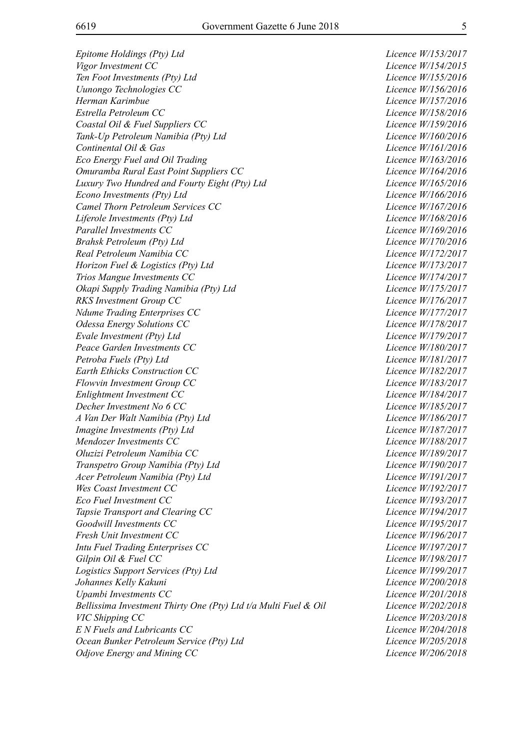| | |
|---|---|
| *Epitome Holdings (Pty) Ltd* | *Licence W/153/2017* |
| *Vigor Investment CC* | *Licence W/154/2015* |
| *Ten Foot Investments (Pty) Ltd* | *Licence W/155/2016* |
| *Uunongo Technologies CC* | *Licence W/156/2016* |
| *Herman Karimbue* | *Licence W/157/2016* |
| *Estrella Petroleum CC* | *Licence W/158/2016* |
| *Coastal Oil & Fuel Suppliers CC* | *Licence W/159/2016* |
| *Tank-Up Petroleum Namibia (Pty) Ltd* | *Licence W/160/2016* |
| *Continental Oil & Gas* | *Licence W/161/2016* |
| *Eco Energy Fuel and Oil Trading* | *Licence W/163/2016* |
| *Omuramba Rural East Point Suppliers CC* | *Licence W/164/2016* |
| *Luxury Two Hundred and Fourty Eight (Pty) Ltd* | *Licence W/165/2016* |
| *Econo Investments (Pty) Ltd* | *Licence W/166/2016* |
| *Camel Thorn Petroleum Services CC* | *Licence W/167/2016* |
| *Liferole Investments (Pty) Ltd* | *Licence W/168/2016* |
| *Parallel Investments CC* | *Licence W/169/2016* |
| *Brahsk Petroleum (Pty) Ltd* | *Licence W/170/2016* |
| *Real Petroleum Namibia CC* | *Licence W/172/2017* |
| *Horizon Fuel & Logistics (Pty) Ltd* | *Licence W/173/2017* |
| *Trios Mangue Investments CC* | *Licence W/174/2017* |
| *Okapi Supply Trading Namibia (Pty) Ltd* | *Licence W/175/2017* |
| *RKS Investment Group CC* | *Licence W/176/2017* |
| *Ndume Trading Enterprises CC* | *Licence W/177/2017* |
| *Odessa Energy Solutions CC* | *Licence W/178/2017* |
| *Evale Investment (Pty) Ltd* | *Licence W/179/2017* |
| *Peace Garden Investments CC* | *Licence W/180/2017* |
| *Petroba Fuels (Pty) Ltd* | *Licence W/181/2017* |
| *Earth Ethicks Construction CC* | *Licence W/182/2017* |
| *Flowvin Investment Group CC* | *Licence W/183/2017* |
| *Enlightment Investment CC* | *Licence W/184/2017* |
| *Decher Investment No 6 CC* | *Licence W/185/2017* |
| *A Van Der Walt Namibia (Pty) Ltd* | *Licence W/186/2017* |
| *Imagine Investments (Pty) Ltd* | *Licence W/187/2017* |
| *Mendozer Investments CC* | *Licence W/188/2017* |
| *Oluzizi Petroleum Namibia CC* | *Licence W/189/2017* |
| *Transpetro Group Namibia (Pty) Ltd* | *Licence W/190/2017* |
| *Acer Petroleum Namibia (Pty) Ltd* | *Licence W/191/2017* |
| *Wes Coast Investment CC* | *Licence W/192/2017* |
| *Eco Fuel Investment CC* | *Licence W/193/2017* |
| *Tapsie Transport and Clearing CC* | *Licence W/194/2017* |
| *Goodwill Investments CC* | *Licence W/195/2017* |
| *Fresh Unit Investment CC* | *Licence W/196/2017* |
| *Intu Fuel Trading Enterprises CC* | *Licence W/197/2017* |
| *Gilpin Oil & Fuel CC* | *Licence W/198/2017* |
| *Logistics Support Services (Pty) Ltd* | *Licence W/199/2017* |
| *Johannes Kelly Kakuni* | *Licence W/200/2018* |
| *Upambi Investments CC* | *Licence W/201/2018* |
| *Bellissima Investment Thirty One (Pty) Ltd t/a Multi Fuel & Oil* | *Licence W/202/2018* |
| *VIC Shipping CC* | *Licence W/203/2018* |
| *E N Fuels and Lubricants CC* | *Licence W/204/2018* |
| *Ocean Bunker Petroleum Service (Pty) Ltd* | *Licence W/205/2018* |
| *Odjove Energy and Mining CC* | *Licence W/206/2018* |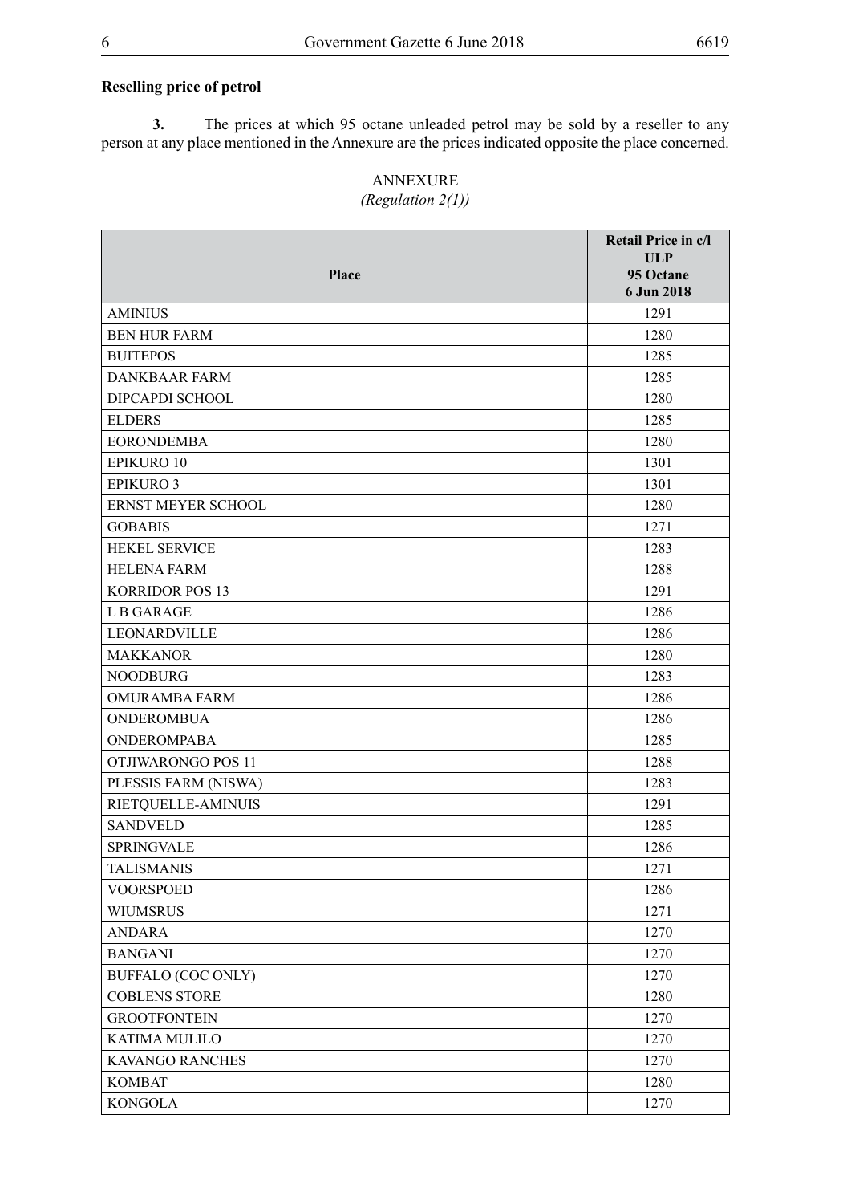**Reselling price of petrol**

**3.** The prices at which 95 octane unleaded petrol may be sold by a reseller to any person at any place mentioned in the Annexure are the prices indicated opposite the place concerned.

ANNEXURE

*(Regulation 2(1))*

| Place | Retail Price in c/l ULP 95 Octane 6 Jun 2018 |
|---|---|
| AMINIUS | 1291 |
| BEN HUR FARM | 1280 |
| BUITEPOS | 1285 |
| DANKBAAR FARM | 1285 |
| DIPCAPDI SCHOOL | 1280 |
| ELDERS | 1285 |
| EORONDEMBA | 1280 |
| EPIKURO 10 | 1301 |
| EPIKURO 3 | 1301 |
| ERNST MEYER SCHOOL | 1280 |
| GOBABIS | 1271 |
| HEKEL SERVICE | 1283 |
| HELENA FARM | 1288 |
| KORRIDOR POS 13 | 1291 |
| L B GARAGE | 1286 |
| LEONARDVILLE | 1286 |
| MAKKANOR | 1280 |
| NOODBURG | 1283 |
| OMURAMBA FARM | 1286 |
| ONDEROMBUA | 1286 |
| ONDEROMPABA | 1285 |
| OTJIWARONGO POS 11 | 1288 |
| PLESSIS FARM (NISWA) | 1283 |
| RIETQUELLE-AMINUIS | 1291 |
| SANDVELD | 1285 |
| SPRINGVALE | 1286 |
| TALISMANIS | 1271 |
| VOORSPOED | 1286 |
| WIUMSRUS | 1271 |
| ANDARA | 1270 |
| BANGANI | 1270 |
| BUFFALO (COC ONLY) | 1270 |
| COBLENS STORE | 1280 |
| GROOTFONTEIN | 1270 |
| KATIMA MULILO | 1270 |
| KAVANGO RANCHES | 1270 |
| KOMBAT | 1280 |
| KONGOLA | 1270 |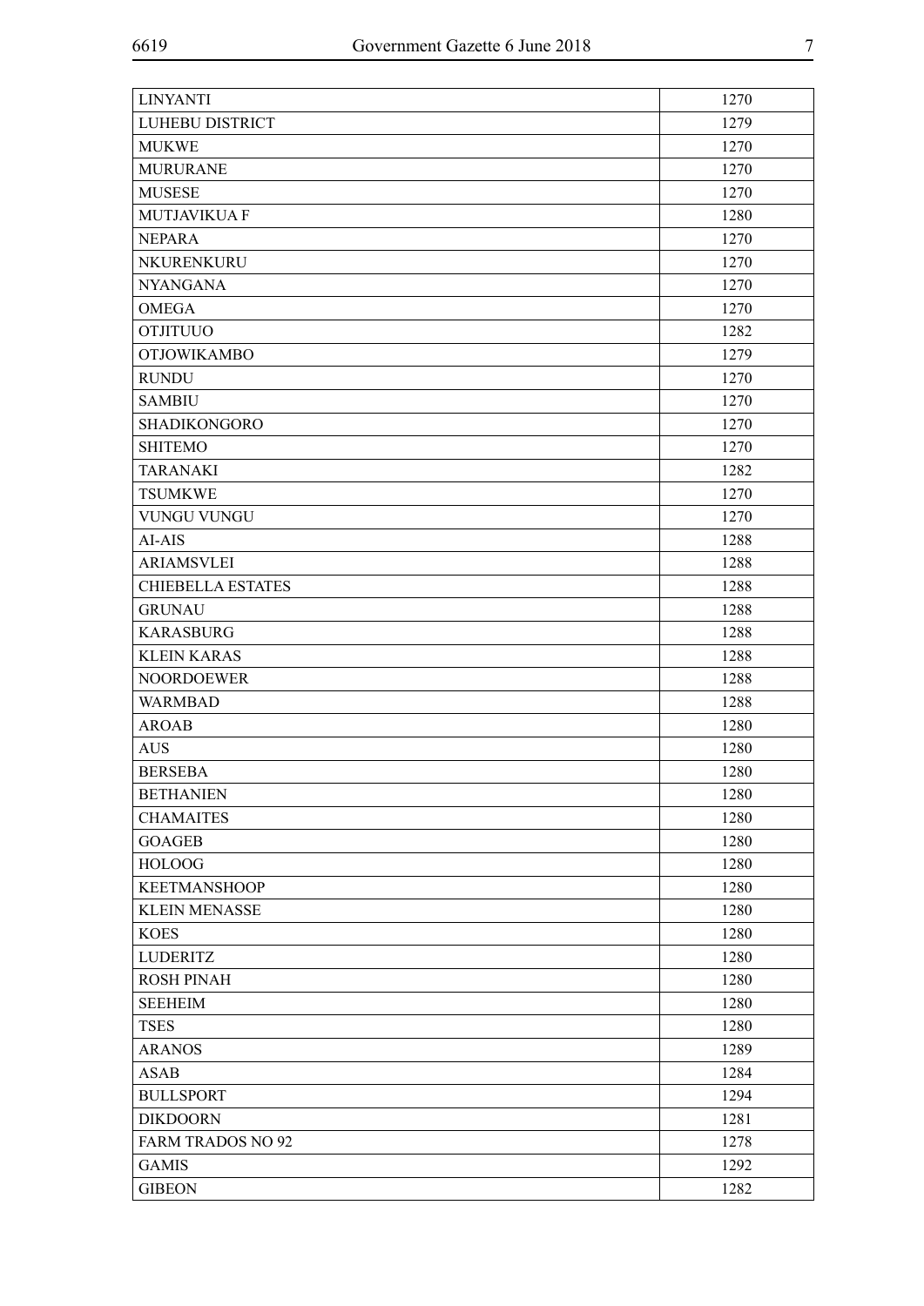| LINYANTI | 1270 |
|---|---|
| LUHEBU DISTRICT | 1279 |
| MUKWE | 1270 |
| MURURANE | 1270 |
| MUSESE | 1270 |
| MUTJAVIKUA F | 1280 |
| NEPARA | 1270 |
| NKURENKURU | 1270 |
| NYANGANA | 1270 |
| OMEGA | 1270 |
| OTJITUUO | 1282 |
| OTJOWIKAMBO | 1279 |
| RUNDU | 1270 |
| SAMBIU | 1270 |
| SHADIKONGORO | 1270 |
| SHITEMO | 1270 |
| TARANAKI | 1282 |
| TSUMKWE | 1270 |
| VUNGU VUNGU | 1270 |
| AI-AIS | 1288 |
| ARIAMSVLEI | 1288 |
| CHIEBELLA ESTATES | 1288 |
| GRUNAU | 1288 |
| KARASBURG | 1288 |
| KLEIN KARAS | 1288 |
| NOORDOEWER | 1288 |
| WARMBAD | 1288 |
| AROAB | 1280 |
| AUS | 1280 |
| BERSEBA | 1280 |
| BETHANIEN | 1280 |
| CHAMAITES | 1280 |
| GOAGEB | 1280 |
| HOLOOG | 1280 |
| KEETMANSHOOP | 1280 |
| KLEIN MENASSE | 1280 |
| KOES | 1280 |
| LUDERITZ | 1280 |
| ROSH PINAH | 1280 |
| SEEHEIM | 1280 |
| TSES | 1280 |
| ARANOS | 1289 |
| ASAB | 1284 |
| BULLSPORT | 1294 |
| DIKDOORN | 1281 |
| FARM TRADOS NO 92 | 1278 |
| GAMIS | 1292 |
| GIBEON | 1282 |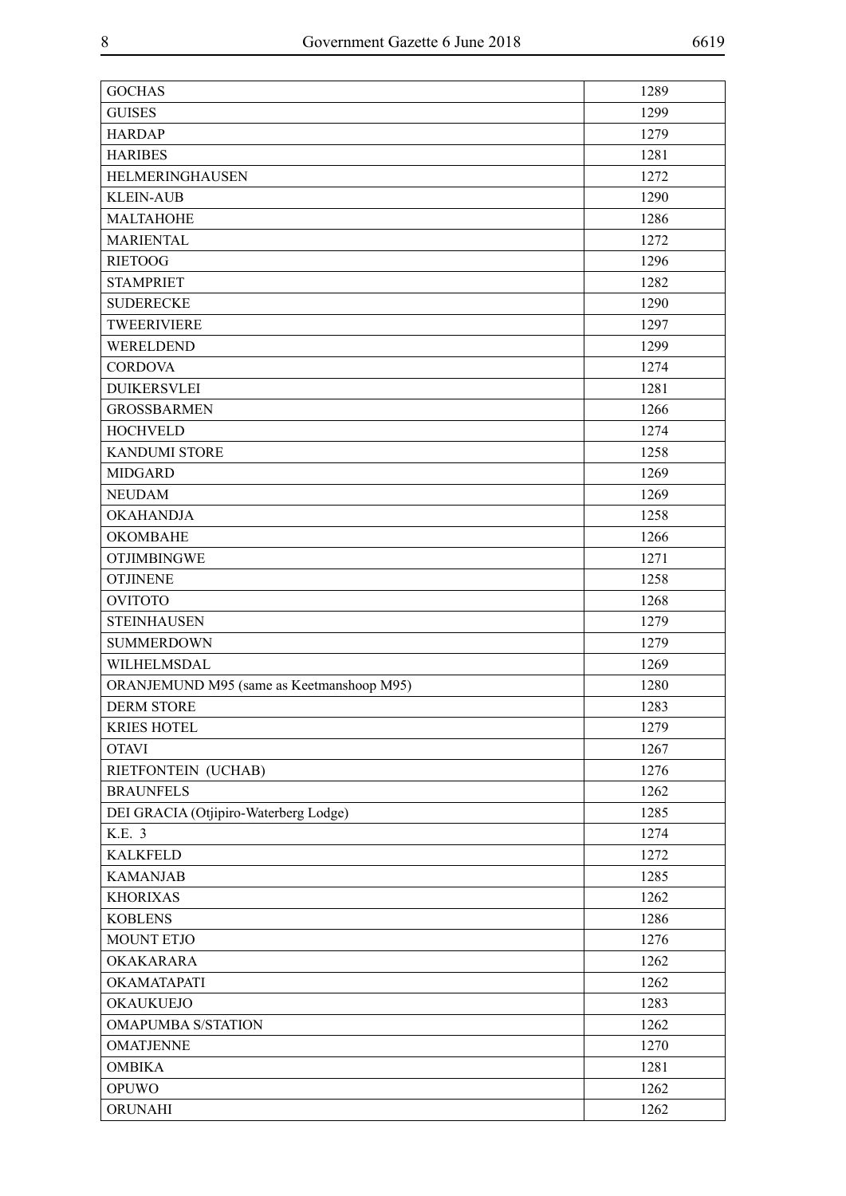| | |
|---|---|
| GOCHAS | 1289 |
| GUISES | 1299 |
| HARDAP | 1279 |
| HARIBES | 1281 |
| HELMERINGHAUSEN | 1272 |
| KLEIN-AUB | 1290 |
| MALTAHOHE | 1286 |
| MARIENTAL | 1272 |
| RIETOOG | 1296 |
| STAMPRIET | 1282 |
| SUDERECKE | 1290 |
| TWEERIVIERE | 1297 |
| WERELDEND | 1299 |
| CORDOVA | 1274 |
| DUIKERSVLEI | 1281 |
| GROSSBARMEN | 1266 |
| HOCHVELD | 1274 |
| KANDUMI STORE | 1258 |
| MIDGARD | 1269 |
| NEUDAM | 1269 |
| OKAHANDJA | 1258 |
| OKOMBAHE | 1266 |
| OTJIMBINGWE | 1271 |
| OTJINENE | 1258 |
| OVITOTO | 1268 |
| STEINHAUSEN | 1279 |
| SUMMERDOWN | 1279 |
| WILHELMSDAL | 1269 |
| ORANJEMUND M95 (same as Keetmanshoop M95) | 1280 |
| DERM STORE | 1283 |
| KRIES HOTEL | 1279 |
| OTAVI | 1267 |
| RIETFONTEIN (UCHAB) | 1276 |
| BRAUNFELS | 1262 |
| DEI GRACIA (Otjipiro-Waterberg Lodge) | 1285 |
| K.E. 3 | 1274 |
| KALKFELD | 1272 |
| KAMANJAB | 1285 |
| KHORIXAS | 1262 |
| KOBLENS | 1286 |
| MOUNT ETJO | 1276 |
| OKAKARARA | 1262 |
| OKAMATAPATI | 1262 |
| OKAUKUEJO | 1283 |
| OMAPUMBA S/STATION | 1262 |
| OMATJENNE | 1270 |
| OMBIKA | 1281 |
| OPUWO | 1262 |
| ORUNAHI | 1262 |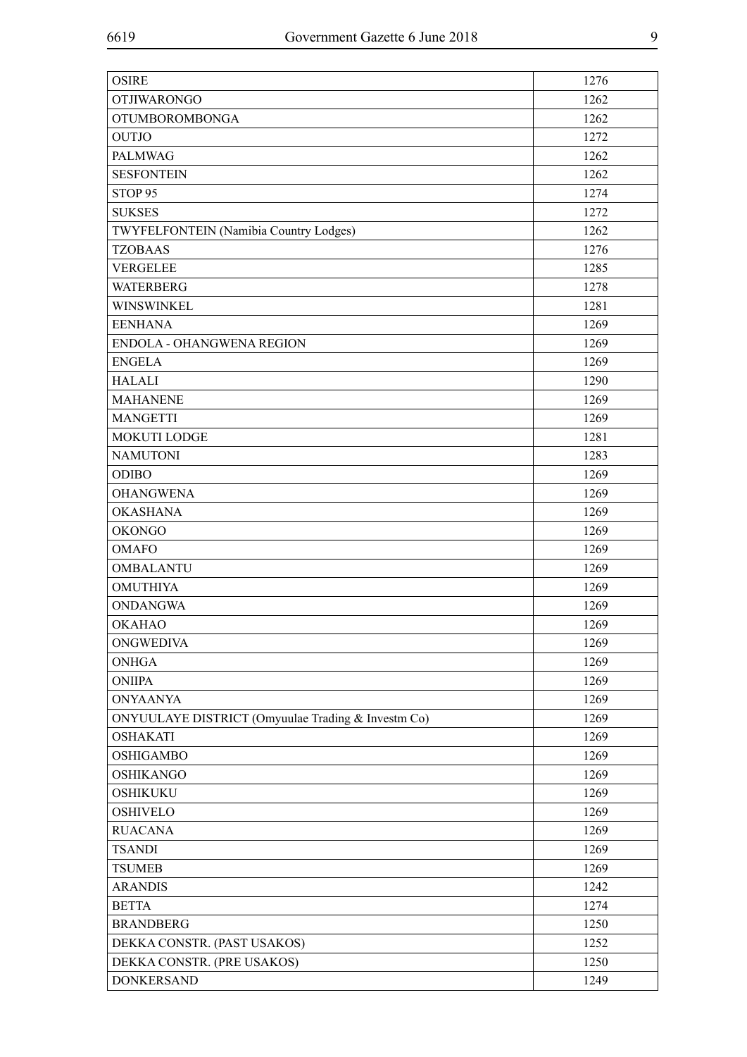| | |
|---|---|
| OSIRE | 1276 |
| OTJIWARONGO | 1262 |
| OTUMBOROMBONGA | 1262 |
| OUTJO | 1272 |
| PALMWAG | 1262 |
| SESFONTEIN | 1262 |
| STOP 95 | 1274 |
| SUKSES | 1272 |
| TWYFELFONTEIN (Namibia Country Lodges) | 1262 |
| TZOBAAS | 1276 |
| VERGELEE | 1285 |
| WATERBERG | 1278 |
| WINSWINKEL | 1281 |
| EENHANA | 1269 |
| ENDOLA - OHANGWENA REGION | 1269 |
| ENGELA | 1269 |
| HALALI | 1290 |
| MAHANENE | 1269 |
| MANGETTI | 1269 |
| MOKUTI LODGE | 1281 |
| NAMUTONI | 1283 |
| ODIBO | 1269 |
| OHANGWENA | 1269 |
| OKASHANA | 1269 |
| OKONGO | 1269 |
| OMAFO | 1269 |
| OMBALANTU | 1269 |
| OMUTHIYA | 1269 |
| ONDANGWA | 1269 |
| OKAHAO | 1269 |
| ONGWEDIVA | 1269 |
| ONHGA | 1269 |
| ONIIPA | 1269 |
| ONYAANYA | 1269 |
| ONYUULAYE DISTRICT (Omyuulae Trading & Investm Co) | 1269 |
| OSHAKATI | 1269 |
| OSHIGAMBO | 1269 |
| OSHIKANGO | 1269 |
| OSHIKUKU | 1269 |
| OSHIVELO | 1269 |
| RUACANA | 1269 |
| TSANDI | 1269 |
| TSUMEB | 1269 |
| ARANDIS | 1242 |
| BETTA | 1274 |
| BRANDBERG | 1250 |
| DEKKA CONSTR. (PAST USAKOS) | 1252 |
| DEKKA CONSTR. (PRE USAKOS) | 1250 |
| DONKERSAND | 1249 |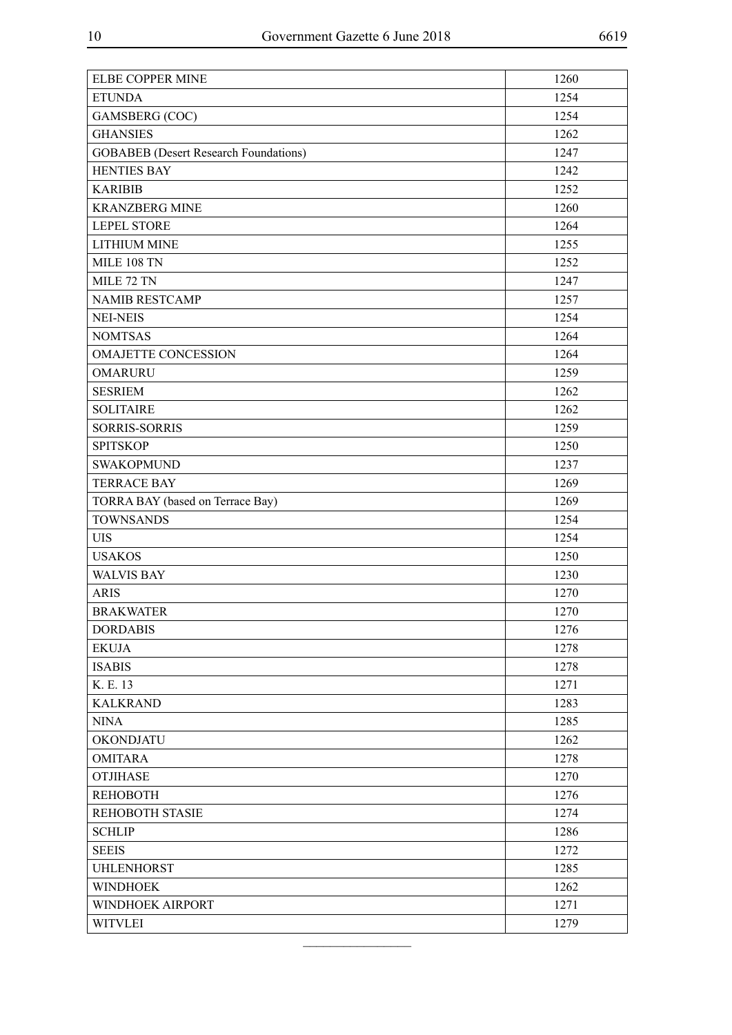| | |
|---|---|
| ELBE COPPER MINE | 1260 |
| ETUNDA | 1254 |
| GAMSBERG (COC) | 1254 |
| GHANSIES | 1262 |
| GOBABEB (Desert Research Foundations) | 1247 |
| HENTIES BAY | 1242 |
| KARIBIB | 1252 |
| KRANZBERG MINE | 1260 |
| LEPEL STORE | 1264 |
| LITHIUM MINE | 1255 |
| MILE 108 TN | 1252 |
| MILE 72 TN | 1247 |
| NAMIB RESTCAMP | 1257 |
| NEI-NEIS | 1254 |
| NOMTSAS | 1264 |
| OMAJETTE CONCESSION | 1264 |
| OMARURU | 1259 |
| SESRIEM | 1262 |
| SOLITAIRE | 1262 |
| SORRIS-SORRIS | 1259 |
| SPITSKOP | 1250 |
| SWAKOPMUND | 1237 |
| TERRACE BAY | 1269 |
| TORRA BAY (based on Terrace Bay) | 1269 |
| TOWNSANDS | 1254 |
| UIS | 1254 |
| USAKOS | 1250 |
| WALVIS BAY | 1230 |
| ARIS | 1270 |
| BRAKWATER | 1270 |
| DORDABIS | 1276 |
| EKUJA | 1278 |
| ISABIS | 1278 |
| K. E. 13 | 1271 |
| KALKRAND | 1283 |
| NINA | 1285 |
| OKONDJATU | 1262 |
| OMITARA | 1278 |
| OTJIHASE | 1270 |
| REHOBOTH | 1276 |
| REHOBOTH STASIE | 1274 |
| SCHLIP | 1286 |
| SEEIS | 1272 |
| UHLENHORST | 1285 |
| WINDHOEK | 1262 |
| WINDHOEK AIRPORT | 1271 |
| WITVLEI | 1279 |